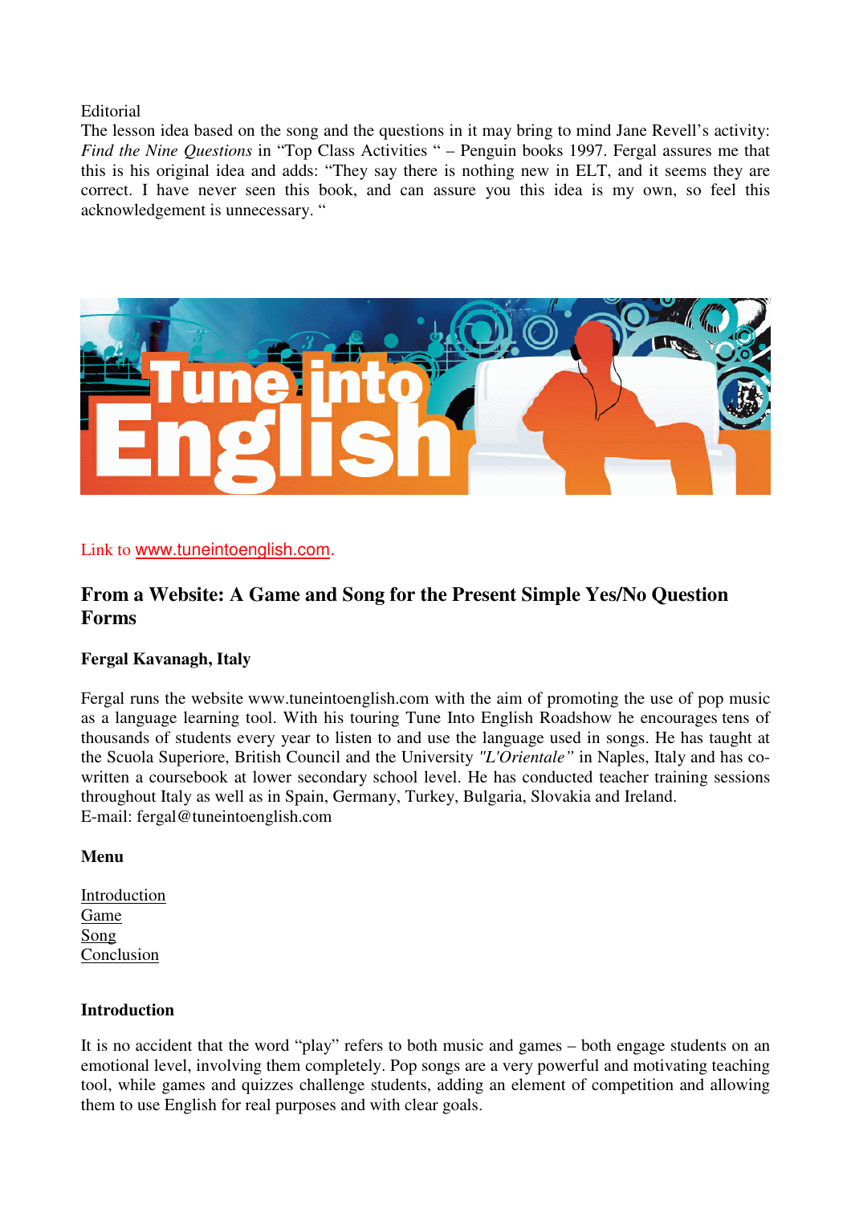Editorial

The lesson idea based on the song and the questions in it may bring to mind Jane Revell's activity: *Find the Nine Questions* in "Top Class Activities " – Penguin books 1997. Fergal assures me that this is his original idea and adds: "They say there is nothing new in ELT, and it seems they are correct. I have never seen this book, and can assure you this idea is my own, so feel this acknowledgement is unnecessary. "

Link to www.tuneintoenglish.com.

## From a Website: A Game and Song for the Present Simple Yes/No Question Forms

**Fergal Kavanagh, Italy**

Fergal runs the website www.tuneintoenglish.com with the aim of promoting the use of pop music as a language learning tool. With his touring Tune Into English Roadshow he encourages tens of thousands of students every year to listen to and use the language used in songs. He has taught at the Scuola Superiore, British Council and the University *"L'Orientale"* in Naples, Italy and has co-written a coursebook at lower secondary school level. He has conducted teacher training sessions throughout Italy as well as in Spain, Germany, Turkey, Bulgaria, Slovakia and Ireland.
E-mail: fergal@tuneintoenglish.com

### Menu

Introduction
Game
Song
Conclusion

### Introduction

It is no accident that the word "play" refers to both music and games – both engage students on an emotional level, involving them completely. Pop songs are a very powerful and motivating teaching tool, while games and quizzes challenge students, adding an element of competition and allowing them to use English for real purposes and with clear goals.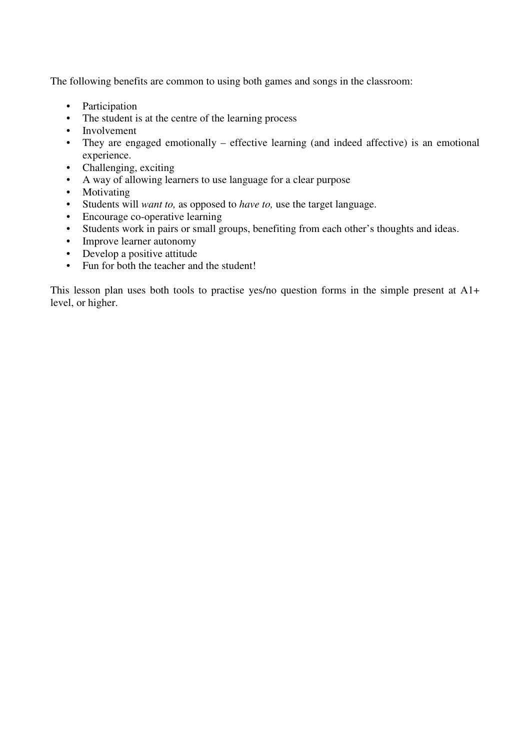The following benefits are common to using both games and songs in the classroom:

- Participation
- The student is at the centre of the learning process
- Involvement
- They are engaged emotionally – effective learning (and indeed affective) is an emotional experience.
- Challenging, exciting
- A way of allowing learners to use language for a clear purpose
- Motivating
- Students will *want to,* as opposed to *have to,* use the target language.
- Encourage co-operative learning
- Students work in pairs or small groups, benefiting from each other's thoughts and ideas.
- Improve learner autonomy
- Develop a positive attitude
- Fun for both the teacher and the student!

This lesson plan uses both tools to practise yes/no question forms in the simple present at A1+ level, or higher.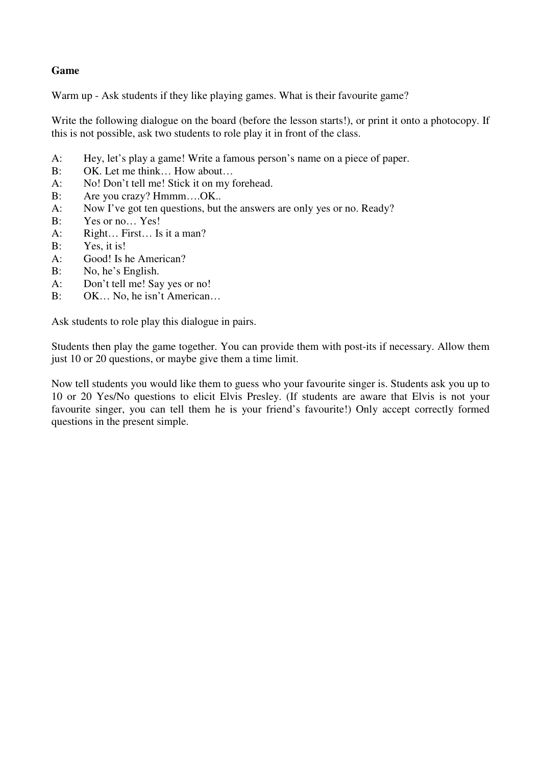**Game**

Warm up - Ask students if they like playing games. What is their favourite game?

Write the following dialogue on the board (before the lesson starts!), or print it onto a photocopy. If this is not possible, ask two students to role play it in front of the class.

A: Hey, let's play a game! Write a famous person's name on a piece of paper.
B: OK. Let me think… How about…
A: No! Don't tell me! Stick it on my forehead.
B: Are you crazy? Hmmm….OK..
A: Now I've got ten questions, but the answers are only yes or no. Ready?
B: Yes or no… Yes!
A: Right… First… Is it a man?
B: Yes, it is!
A: Good! Is he American?
B: No, he's English.
A: Don't tell me! Say yes or no!
B: OK… No, he isn't American…

Ask students to role play this dialogue in pairs.

Students then play the game together. You can provide them with post-its if necessary. Allow them just 10 or 20 questions, or maybe give them a time limit.

Now tell students you would like them to guess who your favourite singer is. Students ask you up to 10 or 20 Yes/No questions to elicit Elvis Presley. (If students are aware that Elvis is not your favourite singer, you can tell them he is your friend's favourite!) Only accept correctly formed questions in the present simple.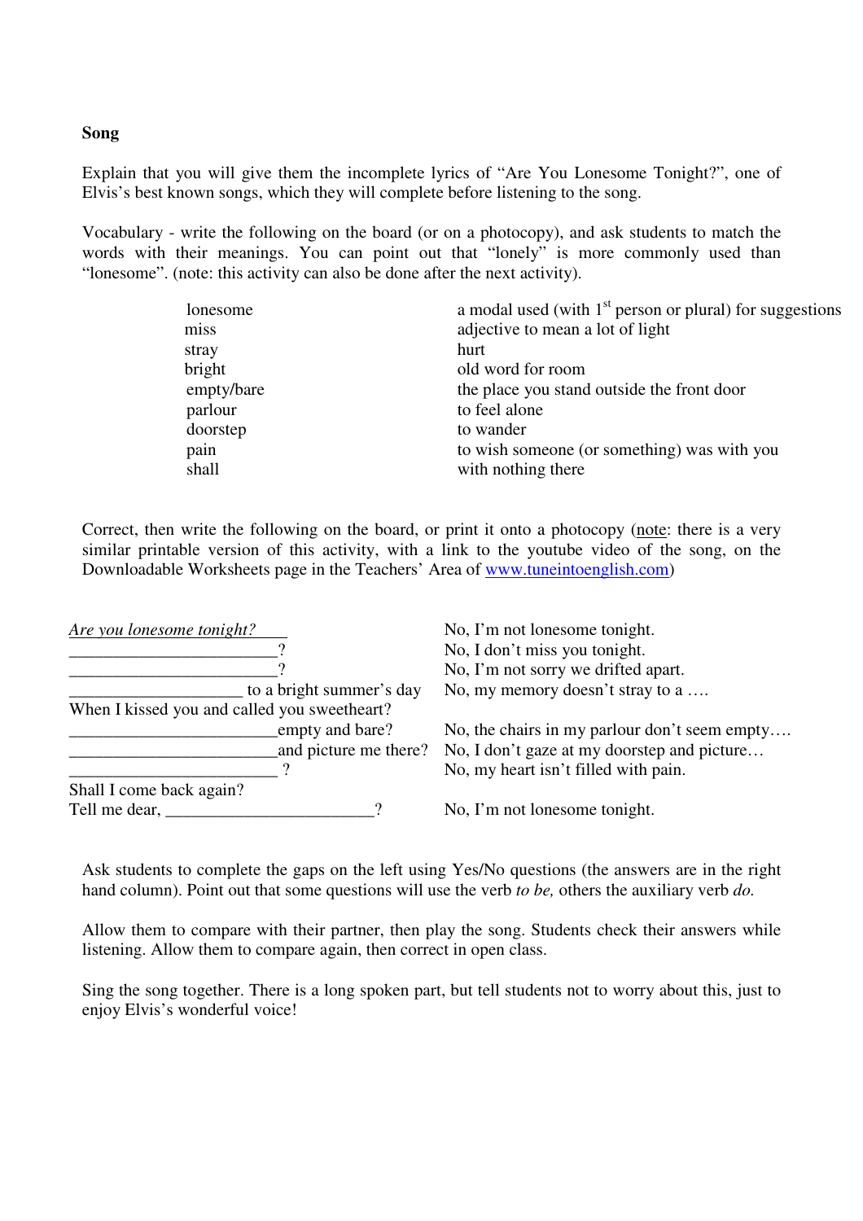**Song**

Explain that you will give them the incomplete lyrics of "Are You Lonesome Tonight?", one of Elvis's best known songs, which they will complete before listening to the song.

Vocabulary - write the following on the board (or on a photocopy), and ask students to match the words with their meanings. You can point out that "lonely" is more commonly used than "lonesome". (note: this activity can also be done after the next activity).

| | |
|---|---|
| lonesome | a modal used (with 1st person or plural) for suggestions |
| miss | adjective to mean a lot of light |
| stray | hurt |
| bright | old word for room |
| empty/bare | the place you stand outside the front door |
| parlour | to feel alone |
| doorstep | to wander |
| pain | to wish someone (or something) was with you |
| shall | with nothing there |

Correct, then write the following on the board, or print it onto a photocopy (note: there is a very similar printable version of this activity, with a link to the youtube video of the song, on the Downloadable Worksheets page in the Teachers' Area of www.tuneintoenglish.com)

| | |
|---|---|
| *Are you lonesome tonight?* | No, I'm not lonesome tonight. |
| ________________________? | No, I don't miss you tonight. |
| ________________________? | No, I'm not sorry we drifted apart. |
| ____________________ to a bright summer's day | No, my memory doesn't stray to a …. |
| When I kissed you and called you sweetheart? | |
| ________________________empty and bare? | No, the chairs in my parlour don't seem empty…. |
| ________________________and picture me there? | No, I don't gaze at my doorstep and picture… |
| ________________________ ? | No, my heart isn't filled with pain. |
| Shall I come back again? | |
| Tell me dear, ________________________? | No, I'm not lonesome tonight. |

Ask students to complete the gaps on the left using Yes/No questions (the answers are in the right hand column). Point out that some questions will use the verb *to be,* others the auxiliary verb *do.*

Allow them to compare with their partner, then play the song. Students check their answers while listening. Allow them to compare again, then correct in open class.

Sing the song together. There is a long spoken part, but tell students not to worry about this, just to enjoy Elvis's wonderful voice!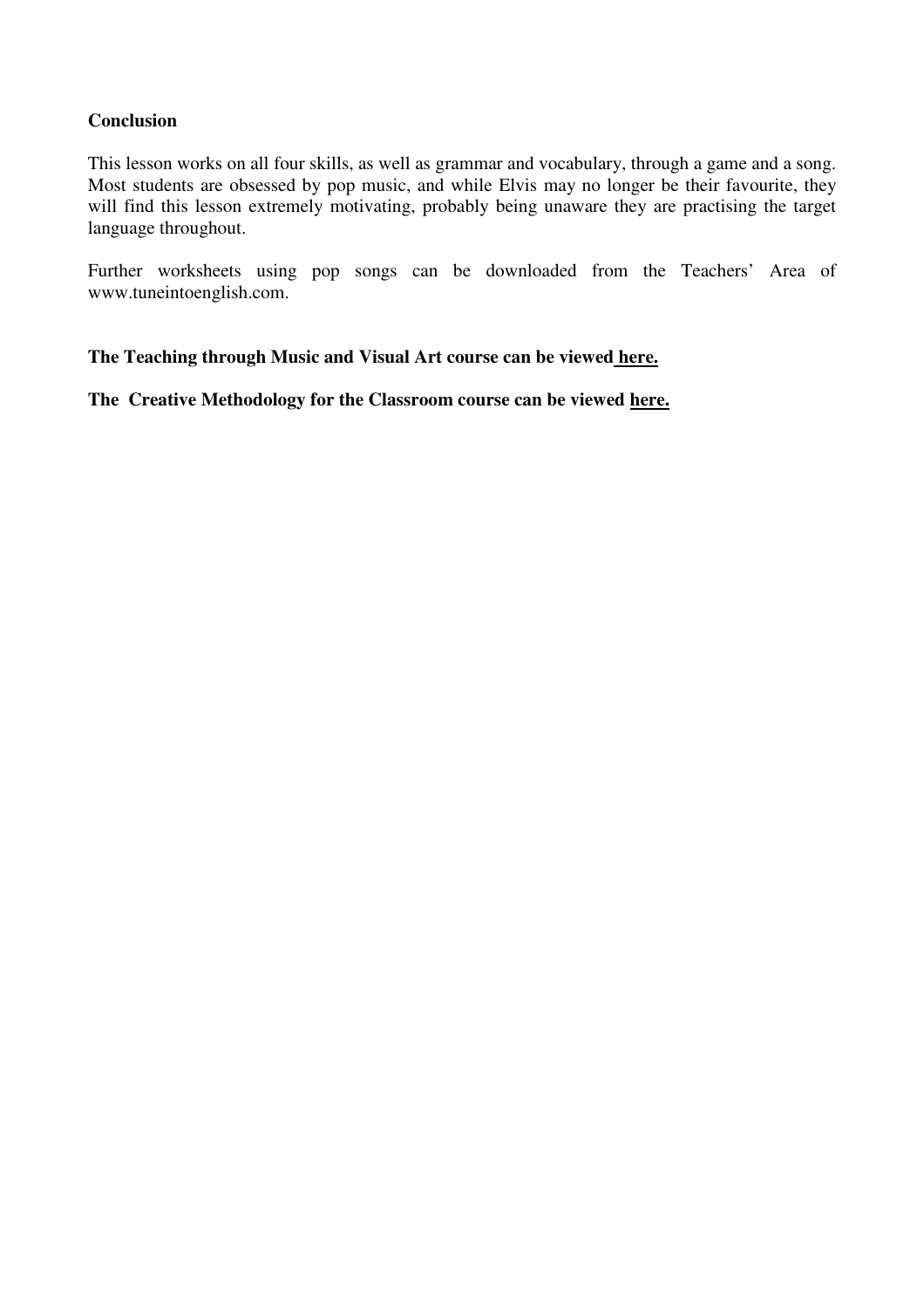**Conclusion**

This lesson works on all four skills, as well as grammar and vocabulary, through a game and a song. Most students are obsessed by pop music, and while Elvis may no longer be their favourite, they will find this lesson extremely motivating, probably being unaware they are practising the target language throughout.

Further worksheets using pop songs can be downloaded from the Teachers' Area of www.tuneintoenglish.com.

**The Teaching through Music and Visual Art course can be viewed here.**

**The Creative Methodology for the Classroom course can be viewed here.**